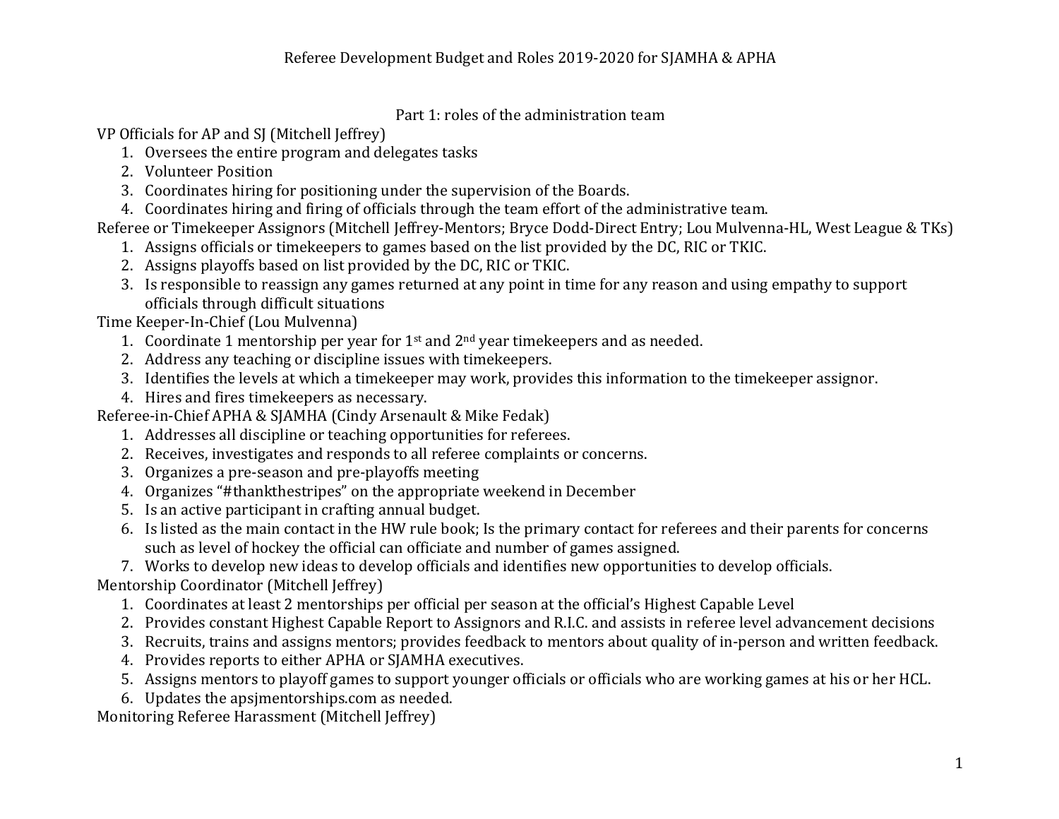# Referee Development Budget and Roles 2019-2020 for SJAMHA & APHA

## Part 1: roles of the administration team

VP Officials for AP and SJ (Mitchell Jeffrey)

1. Oversees the entire program and delegates tasks
2. Volunteer Position
3. Coordinates hiring for positioning under the supervision of the Boards.
4. Coordinates hiring and firing of officials through the team effort of the administrative team.

Referee or Timekeeper Assignors (Mitchell Jeffrey-Mentors; Bryce Dodd-Direct Entry; Lou Mulvenna-HL, West League & TKs)

1. Assigns officials or timekeepers to games based on the list provided by the DC, RIC or TKIC.
2. Assigns playoffs based on list provided by the DC, RIC or TKIC.
3. Is responsible to reassign any games returned at any point in time for any reason and using empathy to support officials through difficult situations

Time Keeper-In-Chief (Lou Mulvenna)

1. Coordinate 1 mentorship per year for 1st and 2nd year timekeepers and as needed.
2. Address any teaching or discipline issues with timekeepers.
3. Identifies the levels at which a timekeeper may work, provides this information to the timekeeper assignor.
4. Hires and fires timekeepers as necessary.

Referee-in-Chief APHA & SJAMHA (Cindy Arsenault & Mike Fedak)

1. Addresses all discipline or teaching opportunities for referees.
2. Receives, investigates and responds to all referee complaints or concerns.
3. Organizes a pre-season and pre-playoffs meeting
4. Organizes "#thankthestripes" on the appropriate weekend in December
5. Is an active participant in crafting annual budget.
6. Is listed as the main contact in the HW rule book; Is the primary contact for referees and their parents for concerns such as level of hockey the official can officiate and number of games assigned.
7. Works to develop new ideas to develop officials and identifies new opportunities to develop officials.

Mentorship Coordinator (Mitchell Jeffrey)

1. Coordinates at least 2 mentorships per official per season at the official's Highest Capable Level
2. Provides constant Highest Capable Report to Assignors and R.I.C. and assists in referee level advancement decisions
3. Recruits, trains and assigns mentors; provides feedback to mentors about quality of in-person and written feedback.
4. Provides reports to either APHA or SJAMHA executives.
5. Assigns mentors to playoff games to support younger officials or officials who are working games at his or her HCL.
6. Updates the apsjmentorships.com as needed.

Monitoring Referee Harassment (Mitchell Jeffrey)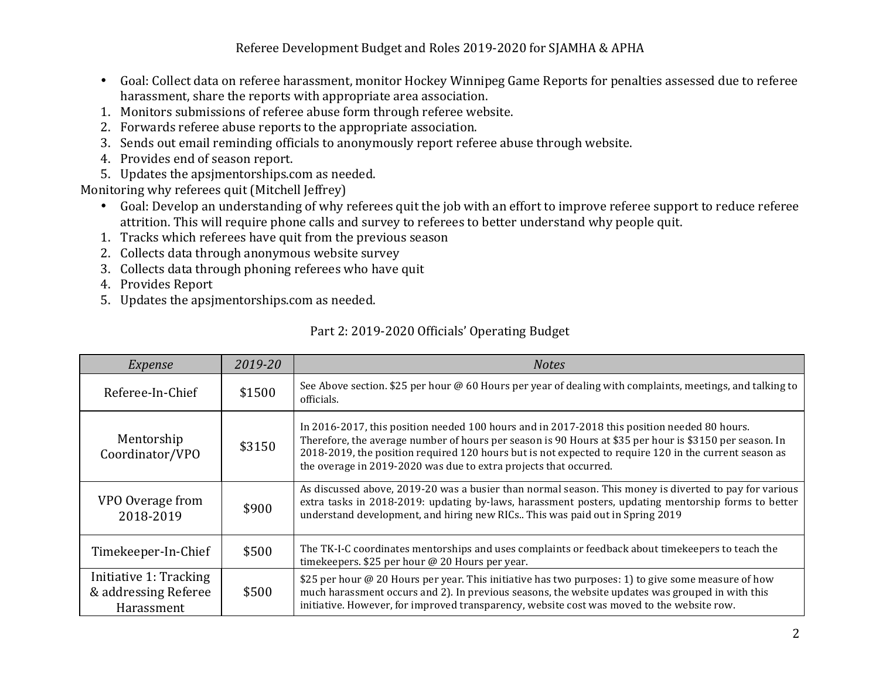Referee Development Budget and Roles 2019-2020 for SJAMHA & APHA

- Goal: Collect data on referee harassment, monitor Hockey Winnipeg Game Reports for penalties assessed due to referee harassment, share the reports with appropriate area association.

1. Monitors submissions of referee abuse form through referee website.
2. Forwards referee abuse reports to the appropriate association.
3. Sends out email reminding officials to anonymously report referee abuse through website.
4. Provides end of season report.
5. Updates the apsjmentorships.com as needed.

Monitoring why referees quit (Mitchell Jeffrey)

- Goal: Develop an understanding of why referees quit the job with an effort to improve referee support to reduce referee attrition. This will require phone calls and survey to referees to better understand why people quit.

1. Tracks which referees have quit from the previous season
2. Collects data through anonymous website survey
3. Collects data through phoning referees who have quit
4. Provides Report
5. Updates the apsjmentorships.com as needed.

## Part 2: 2019-2020 Officials' Operating Budget

| *Expense* | *2019-20* | *Notes* |
|---|---|---|
| Referee-In-Chief | $1500 | See Above section. $25 per hour @ 60 Hours per year of dealing with complaints, meetings, and talking to officials. |
| Mentorship Coordinator/VPO | $3150 | In 2016-2017, this position needed 100 hours and in 2017-2018 this position needed 80 hours. Therefore, the average number of hours per season is 90 Hours at $35 per hour is $3150 per season. In 2018-2019, the position required 120 hours but is not expected to require 120 in the current season as the overage in 2019-2020 was due to extra projects that occurred. |
| VPO Overage from 2018-2019 | $900 | As discussed above, 2019-20 was a busier than normal season. This money is diverted to pay for various extra tasks in 2018-2019: updating by-laws, harassment posters, updating mentorship forms to better understand development, and hiring new RICs.. This was paid out in Spring 2019 |
| Timekeeper-In-Chief | $500 | The TK-I-C coordinates mentorships and uses complaints or feedback about timekeepers to teach the timekeepers. $25 per hour @ 20 Hours per year. |
| Initiative 1: Tracking & addressing Referee Harassment | $500 | $25 per hour @ 20 Hours per year. This initiative has two purposes: 1) to give some measure of how much harassment occurs and 2). In previous seasons, the website updates was grouped in with this initiative. However, for improved transparency, website cost was moved to the website row. |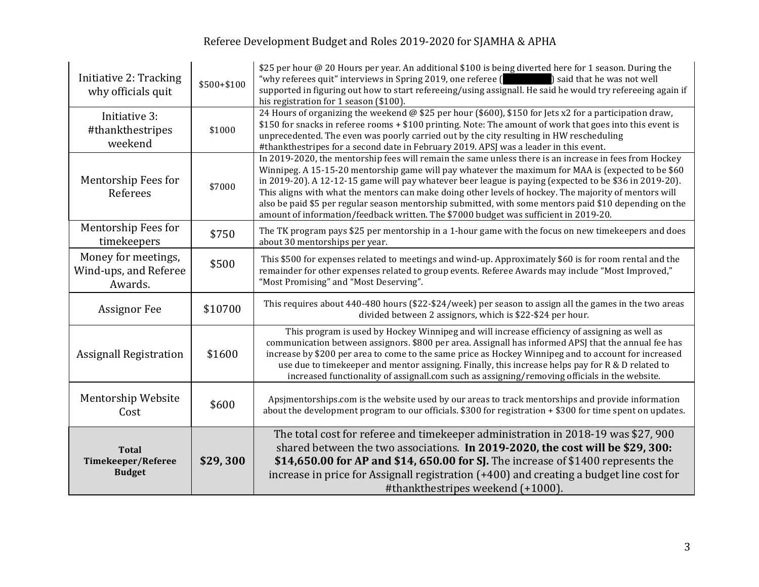Referee Development Budget and Roles 2019-2020 for SJAMHA & APHA

| | | |
|---|---|---|
| Initiative 2: Tracking why officials quit | $500+$100 | $25 per hour @ 20 Hours per year. An additional $100 is being diverted here for 1 season. During the "why referees quit" interviews in Spring 2019, one referee ([redacted]) said that he was not well supported in figuring out how to start refereeing/using assignall. He said he would try refereeing again if his registration for 1 season ($100). |
| Initiative 3: #thankthestripes weekend | $1000 | 24 Hours of organizing the weekend @ $25 per hour ($600), $150 for Jets x2 for a participation draw, $150 for snacks in referee rooms + $100 printing. Note: The amount of work that goes into this event is unprecedented. The even was poorly carried out by the city resulting in HW rescheduling #thankthestripes for a second date in February 2019. APSJ was a leader in this event. |
| Mentorship Fees for Referees | $7000 | In 2019-2020, the mentorship fees will remain the same unless there is an increase in fees from Hockey Winnipeg. A 15-15-20 mentorship game will pay whatever the maximum for MAA is (expected to be $60 in 2019-20). A 12-12-15 game will pay whatever beer league is paying (expected to be $36 in 2019-20). This aligns with what the mentors can make doing other levels of hockey. The majority of mentors will also be paid $5 per regular season mentorship submitted, with some mentors paid $10 depending on the amount of information/feedback written. The $7000 budget was sufficient in 2019-20. |
| Mentorship Fees for timekeepers | $750 | The TK program pays $25 per mentorship in a 1-hour game with the focus on new timekeepers and does about 30 mentorships per year. |
| Money for meetings, Wind-ups, and Referee Awards. | $500 | This $500 for expenses related to meetings and wind-up. Approximately $60 is for room rental and the remainder for other expenses related to group events. Referee Awards may include "Most Improved," "Most Promising" and "Most Deserving". |
| Assignor Fee | $10700 | This requires about 440-480 hours ($22-$24/week) per season to assign all the games in the two areas divided between 2 assignors, which is $22-$24 per hour. |
| Assignall Registration | $1600 | This program is used by Hockey Winnipeg and will increase efficiency of assigning as well as communication between assignors. $800 per area. Assignall has informed APSJ that the annual fee has increase by $200 per area to come to the same price as Hockey Winnipeg and to account for increased use due to timekeeper and mentor assigning. Finally, this increase helps pay for R & D related to increased functionality of assignall.com such as assigning/removing officials in the website. |
| Mentorship Website Cost | $600 | Apsjmentorships.com is the website used by our areas to track mentorships and provide information about the development program to our officials. $300 for registration + $300 for time spent on updates. |
| **Total Timekeeper/Referee Budget** | **$29, 300** | The total cost for referee and timekeeper administration in 2018-19 was $27, 900 shared between the two associations. **In 2019-2020, the cost will be $29, 300: $14,650.00 for AP and $14, 650.00 for SJ.** The increase of $1400 represents the increase in price for Assignall registration (+400) and creating a budget line cost for #thankthestripes weekend (+1000). |